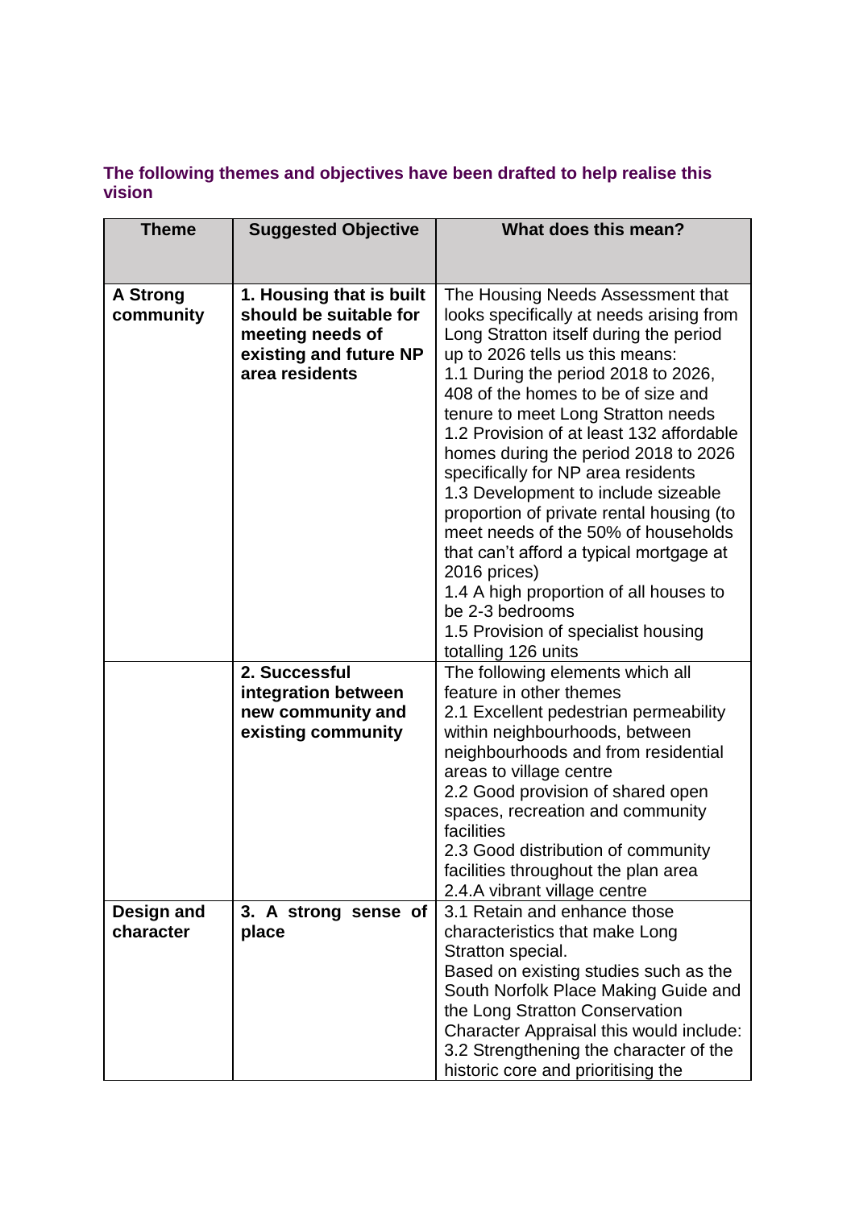**The following themes and objectives have been drafted to help realise this vision**

| Theme | Suggested Objective | What does this mean? |
|---|---|---|
| **A Strong community** | **1. Housing that is built should be suitable for meeting needs of existing and future NP area residents** | The Housing Needs Assessment that looks specifically at needs arising from Long Stratton itself during the period up to 2026 tells us this means:<br>1.1 During the period 2018 to 2026, 408 of the homes to be of size and tenure to meet Long Stratton needs<br>1.2 Provision of at least 132 affordable homes during the period 2018 to 2026 specifically for NP area residents<br>1.3 Development to include sizeable proportion of private rental housing (to meet needs of the 50% of households that can't afford a typical mortgage at 2016 prices)<br>1.4 A high proportion of all houses to be 2-3 bedrooms<br>1.5 Provision of specialist housing totalling 126 units |
| | **2. Successful integration between new community and existing community** | The following elements which all feature in other themes<br>2.1 Excellent pedestrian permeability within neighbourhoods, between neighbourhoods and from residential areas to village centre<br>2.2 Good provision of shared open spaces, recreation and community facilities<br>2.3 Good distribution of community facilities throughout the plan area<br>2.4.A vibrant village centre |
| **Design and character** | **3. A strong sense of place** | 3.1 Retain and enhance those characteristics that make Long Stratton special.<br>Based on existing studies such as the South Norfolk Place Making Guide and the Long Stratton Conservation Character Appraisal this would include:<br>3.2 Strengthening the character of the historic core and prioritising the |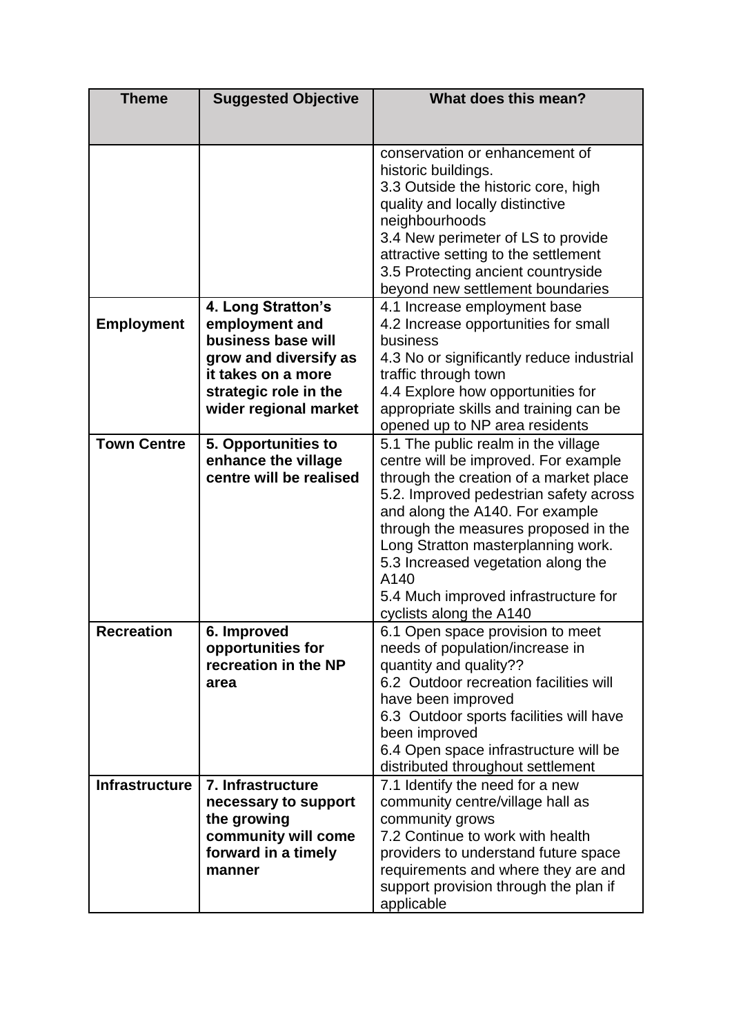| Theme | Suggested Objective | What does this mean? |
|---|---|---|
| | | conservation or enhancement of historic buildings.<br>3.3 Outside the historic core, high quality and locally distinctive neighbourhoods<br>3.4 New perimeter of LS to provide attractive setting to the settlement<br>3.5 Protecting ancient countryside beyond new settlement boundaries |
| **Employment** | **4. Long Stratton's employment and business base will grow and diversify as it takes on a more strategic role in the wider regional market** | 4.1 Increase employment base<br>4.2 Increase opportunities for small business<br>4.3 No or significantly reduce industrial traffic through town<br>4.4 Explore how opportunities for appropriate skills and training can be opened up to NP area residents |
| **Town Centre** | **5. Opportunities to enhance the village centre will be realised** | 5.1 The public realm in the village centre will be improved. For example through the creation of a market place<br>5.2. Improved pedestrian safety across and along the A140. For example through the measures proposed in the Long Stratton masterplanning work.<br>5.3 Increased vegetation along the A140<br>5.4 Much improved infrastructure for cyclists along the A140 |
| **Recreation** | **6. Improved opportunities for recreation in the NP area** | 6.1 Open space provision to meet needs of population/increase in quantity and quality??<br>6.2 Outdoor recreation facilities will have been improved<br>6.3 Outdoor sports facilities will have been improved<br>6.4 Open space infrastructure will be distributed throughout settlement |
| **Infrastructure** | **7. Infrastructure necessary to support the growing community will come forward in a timely manner** | 7.1 Identify the need for a new community centre/village hall as community grows<br>7.2 Continue to work with health providers to understand future space requirements and where they are and support provision through the plan if applicable |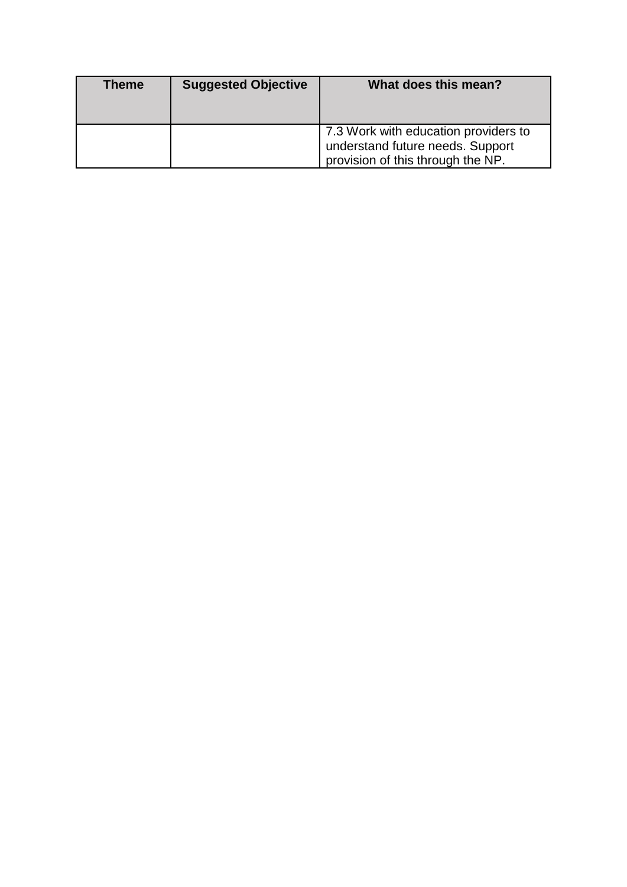| Theme | Suggested Objective | What does this mean? |
| --- | --- | --- |
| | | 7.3 Work with education providers to understand future needs. Support provision of this through the NP. |